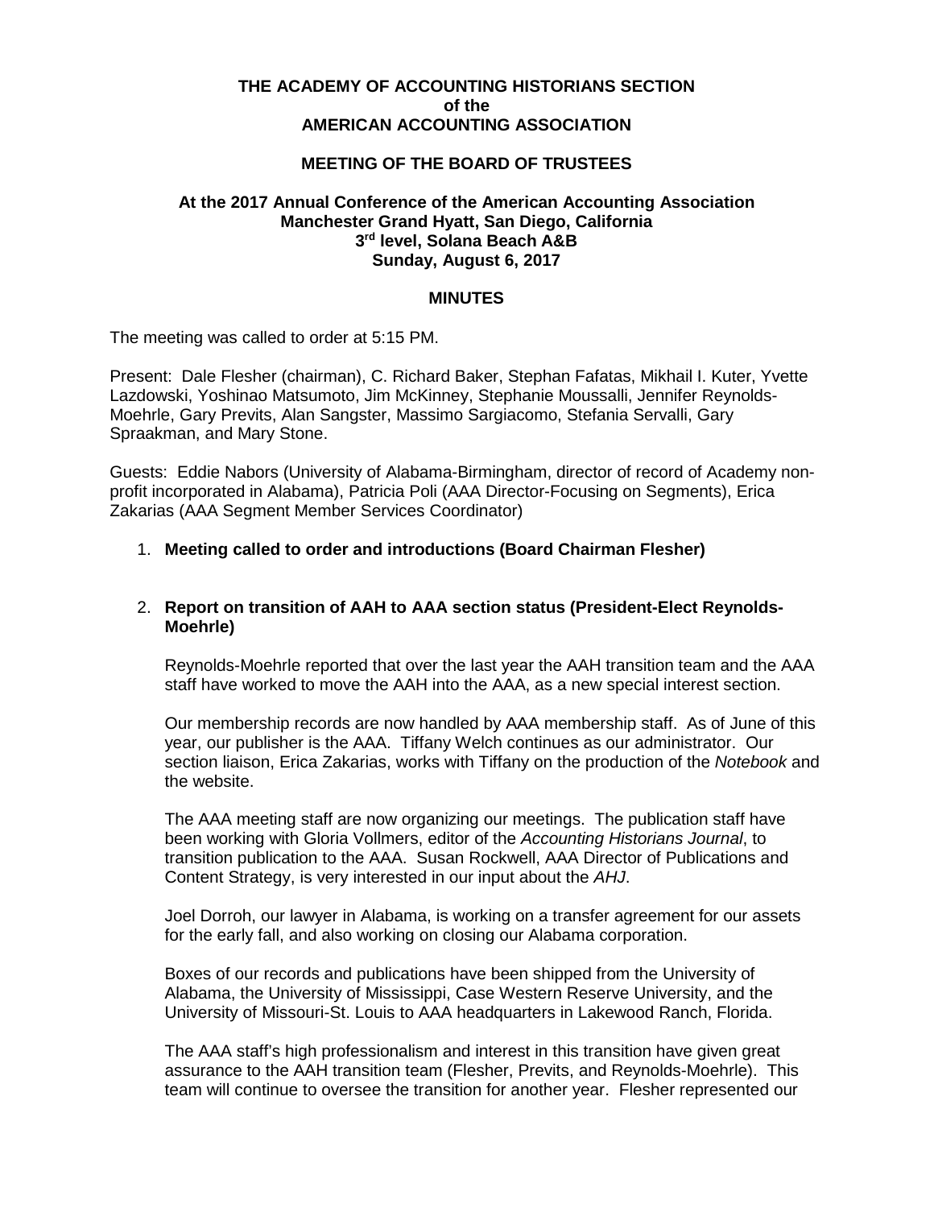**THE ACADEMY OF ACCOUNTING HISTORIANS SECTION**
**of the**
**AMERICAN ACCOUNTING ASSOCIATION**

**MEETING OF THE BOARD OF TRUSTEES**

**At the 2017 Annual Conference of the American Accounting Association**
**Manchester Grand Hyatt, San Diego, California**
**3rd level, Solana Beach A&B**
**Sunday, August 6, 2017**

**MINUTES**

The meeting was called to order at 5:15 PM.

Present: Dale Flesher (chairman), C. Richard Baker, Stephan Fafatas, Mikhail I. Kuter, Yvette Lazdowski, Yoshinao Matsumoto, Jim McKinney, Stephanie Moussalli, Jennifer Reynolds-Moehrle, Gary Previts, Alan Sangster, Massimo Sargiacomo, Stefania Servalli, Gary Spraakman, and Mary Stone.

Guests: Eddie Nabors (University of Alabama-Birmingham, director of record of Academy non-profit incorporated in Alabama), Patricia Poli (AAA Director-Focusing on Segments), Erica Zakarias (AAA Segment Member Services Coordinator)

1. **Meeting called to order and introductions (Board Chairman Flesher)**

2. **Report on transition of AAH to AAA section status (President-Elect Reynolds-Moehrle)**

   Reynolds-Moehrle reported that over the last year the AAH transition team and the AAA staff have worked to move the AAH into the AAA, as a new special interest section.

   Our membership records are now handled by AAA membership staff. As of June of this year, our publisher is the AAA. Tiffany Welch continues as our administrator. Our section liaison, Erica Zakarias, works with Tiffany on the production of the *Notebook* and the website.

   The AAA meeting staff are now organizing our meetings. The publication staff have been working with Gloria Vollmers, editor of the *Accounting Historians Journal*, to transition publication to the AAA. Susan Rockwell, AAA Director of Publications and Content Strategy, is very interested in our input about the *AHJ*.

   Joel Dorroh, our lawyer in Alabama, is working on a transfer agreement for our assets for the early fall, and also working on closing our Alabama corporation.

   Boxes of our records and publications have been shipped from the University of Alabama, the University of Mississippi, Case Western Reserve University, and the University of Missouri-St. Louis to AAA headquarters in Lakewood Ranch, Florida.

   The AAA staff's high professionalism and interest in this transition have given great assurance to the AAH transition team (Flesher, Previts, and Reynolds-Moehrle). This team will continue to oversee the transition for another year. Flesher represented our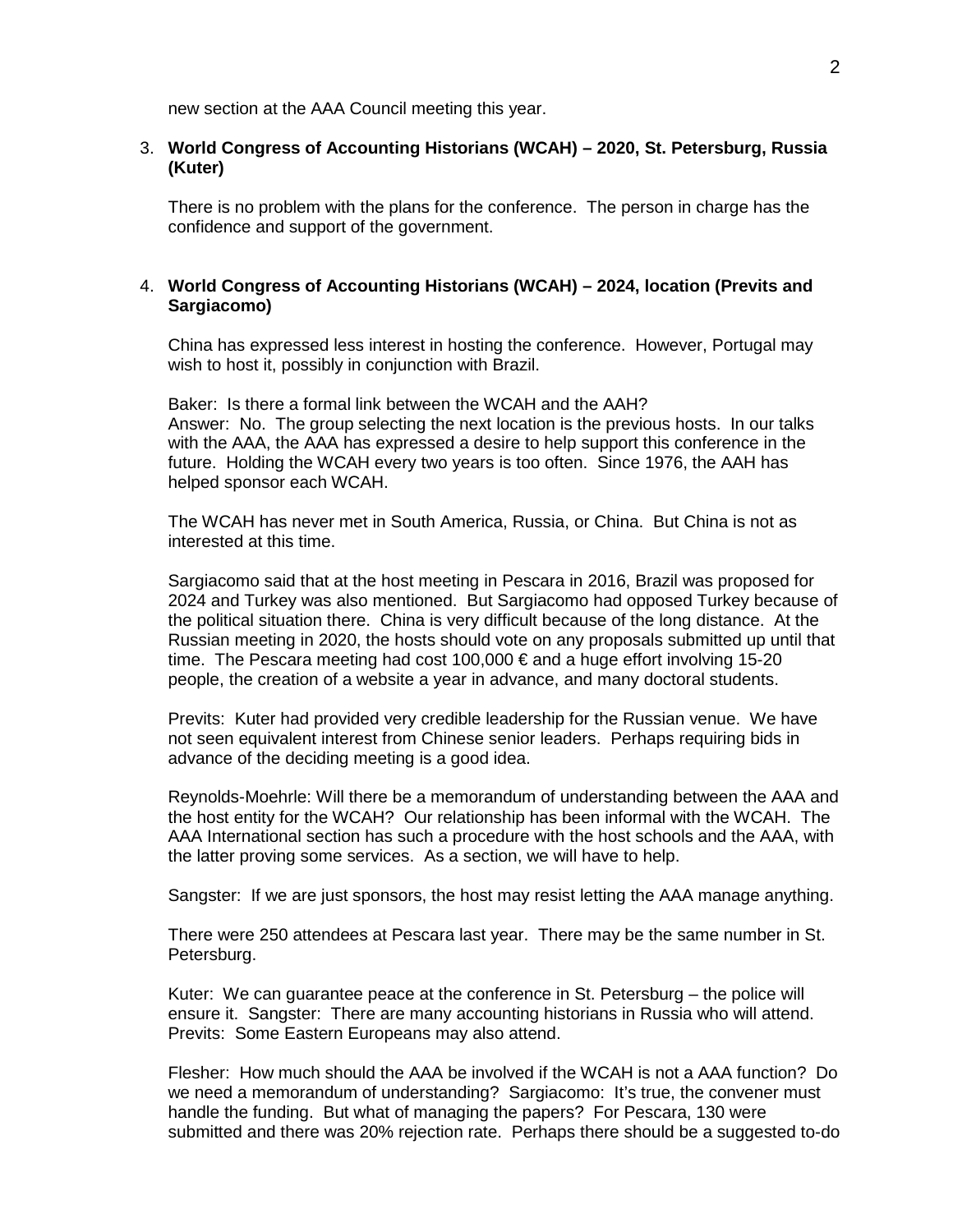new section at the AAA Council meeting this year.

3. **World Congress of Accounting Historians (WCAH) – 2020, St. Petersburg, Russia (Kuter)**

   There is no problem with the plans for the conference. The person in charge has the confidence and support of the government.

4. **World Congress of Accounting Historians (WCAH) – 2024, location (Previts and Sargiacomo)**

   China has expressed less interest in hosting the conference. However, Portugal may wish to host it, possibly in conjunction with Brazil.

   Baker: Is there a formal link between the WCAH and the AAH?
   Answer: No. The group selecting the next location is the previous hosts. In our talks with the AAA, the AAA has expressed a desire to help support this conference in the future. Holding the WCAH every two years is too often. Since 1976, the AAH has helped sponsor each WCAH.

   The WCAH has never met in South America, Russia, or China. But China is not as interested at this time.

   Sargiacomo said that at the host meeting in Pescara in 2016, Brazil was proposed for 2024 and Turkey was also mentioned. But Sargiacomo had opposed Turkey because of the political situation there. China is very difficult because of the long distance. At the Russian meeting in 2020, the hosts should vote on any proposals submitted up until that time. The Pescara meeting had cost 100,000 € and a huge effort involving 15-20 people, the creation of a website a year in advance, and many doctoral students.

   Previts: Kuter had provided very credible leadership for the Russian venue. We have not seen equivalent interest from Chinese senior leaders. Perhaps requiring bids in advance of the deciding meeting is a good idea.

   Reynolds-Moehrle: Will there be a memorandum of understanding between the AAA and the host entity for the WCAH? Our relationship has been informal with the WCAH. The AAA International section has such a procedure with the host schools and the AAA, with the latter proving some services. As a section, we will have to help.

   Sangster: If we are just sponsors, the host may resist letting the AAA manage anything.

   There were 250 attendees at Pescara last year. There may be the same number in St. Petersburg.

   Kuter: We can guarantee peace at the conference in St. Petersburg – the police will ensure it. Sangster: There are many accounting historians in Russia who will attend. Previts: Some Eastern Europeans may also attend.

   Flesher: How much should the AAA be involved if the WCAH is not a AAA function? Do we need a memorandum of understanding? Sargiacomo: It's true, the convener must handle the funding. But what of managing the papers? For Pescara, 130 were submitted and there was 20% rejection rate. Perhaps there should be a suggested to-do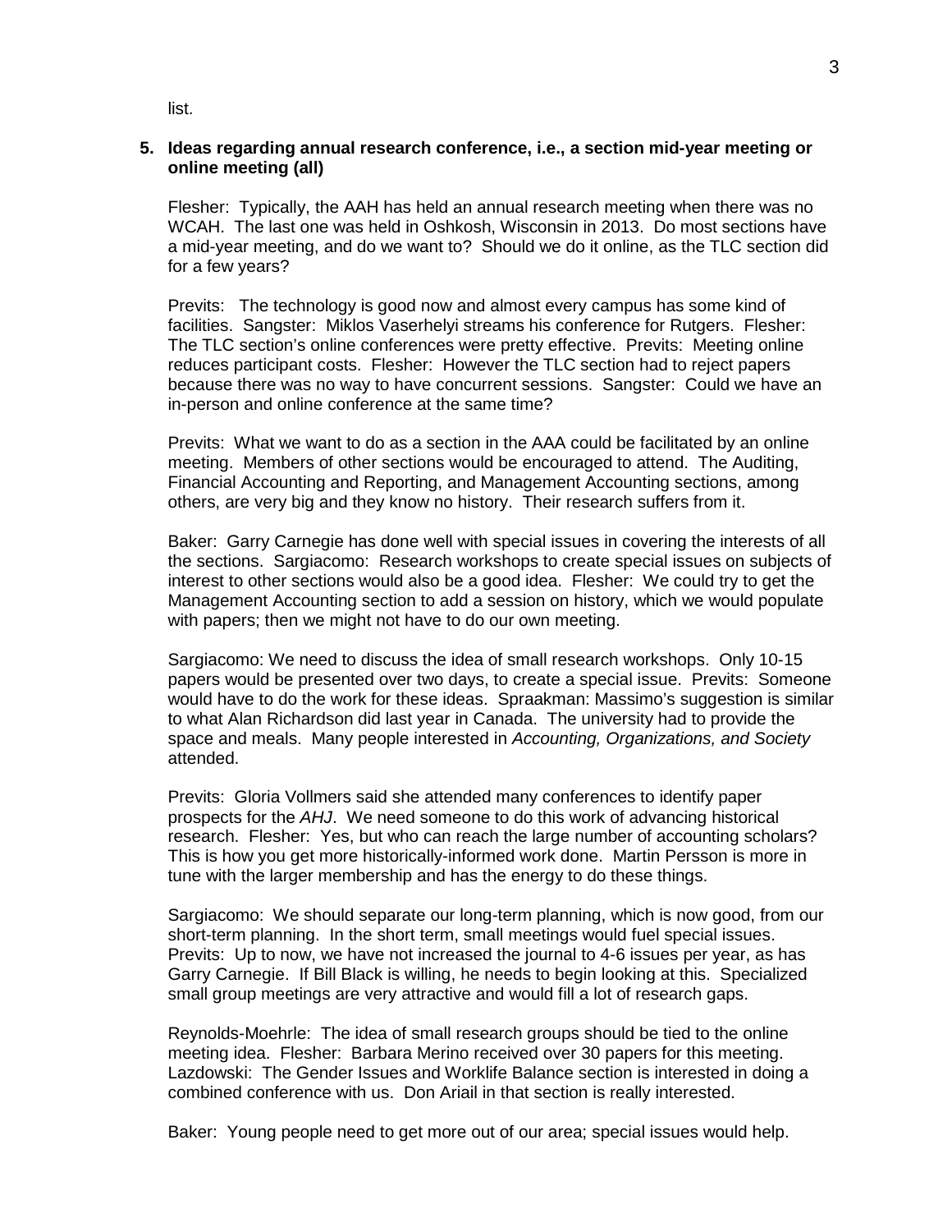list.

**5. Ideas regarding annual research conference, i.e., a section mid-year meeting or online meeting (all)**

Flesher: Typically, the AAH has held an annual research meeting when there was no WCAH. The last one was held in Oshkosh, Wisconsin in 2013. Do most sections have a mid-year meeting, and do we want to? Should we do it online, as the TLC section did for a few years?

Previts: The technology is good now and almost every campus has some kind of facilities. Sangster: Miklos Vaserhelyi streams his conference for Rutgers. Flesher: The TLC section's online conferences were pretty effective. Previts: Meeting online reduces participant costs. Flesher: However the TLC section had to reject papers because there was no way to have concurrent sessions. Sangster: Could we have an in-person and online conference at the same time?

Previts: What we want to do as a section in the AAA could be facilitated by an online meeting. Members of other sections would be encouraged to attend. The Auditing, Financial Accounting and Reporting, and Management Accounting sections, among others, are very big and they know no history. Their research suffers from it.

Baker: Garry Carnegie has done well with special issues in covering the interests of all the sections. Sargiacomo: Research workshops to create special issues on subjects of interest to other sections would also be a good idea. Flesher: We could try to get the Management Accounting section to add a session on history, which we would populate with papers; then we might not have to do our own meeting.

Sargiacomo: We need to discuss the idea of small research workshops. Only 10-15 papers would be presented over two days, to create a special issue. Previts: Someone would have to do the work for these ideas. Spraakman: Massimo's suggestion is similar to what Alan Richardson did last year in Canada. The university had to provide the space and meals. Many people interested in *Accounting, Organizations, and Society* attended.

Previts: Gloria Vollmers said she attended many conferences to identify paper prospects for the *AHJ*. We need someone to do this work of advancing historical research. Flesher: Yes, but who can reach the large number of accounting scholars? This is how you get more historically-informed work done. Martin Persson is more in tune with the larger membership and has the energy to do these things.

Sargiacomo: We should separate our long-term planning, which is now good, from our short-term planning. In the short term, small meetings would fuel special issues. Previts: Up to now, we have not increased the journal to 4-6 issues per year, as has Garry Carnegie. If Bill Black is willing, he needs to begin looking at this. Specialized small group meetings are very attractive and would fill a lot of research gaps.

Reynolds-Moehrle: The idea of small research groups should be tied to the online meeting idea. Flesher: Barbara Merino received over 30 papers for this meeting. Lazdowski: The Gender Issues and Worklife Balance section is interested in doing a combined conference with us. Don Ariail in that section is really interested.

Baker: Young people need to get more out of our area; special issues would help.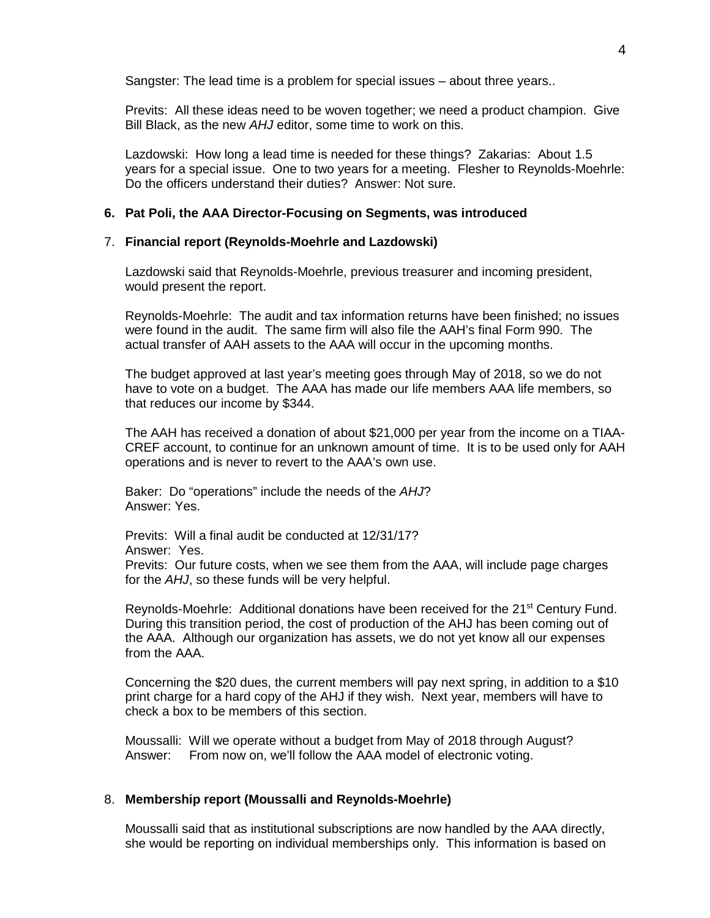Sangster: The lead time is a problem for special issues – about three years..

Previts: All these ideas need to be woven together; we need a product champion. Give Bill Black, as the new *AHJ* editor, some time to work on this.

Lazdowski: How long a lead time is needed for these things? Zakarias: About 1.5 years for a special issue. One to two years for a meeting. Flesher to Reynolds-Moehrle: Do the officers understand their duties? Answer: Not sure.

**6. Pat Poli, the AAA Director-Focusing on Segments, was introduced**

7. **Financial report (Reynolds-Moehrle and Lazdowski)**

Lazdowski said that Reynolds-Moehrle, previous treasurer and incoming president, would present the report.

Reynolds-Moehrle: The audit and tax information returns have been finished; no issues were found in the audit. The same firm will also file the AAH's final Form 990. The actual transfer of AAH assets to the AAA will occur in the upcoming months.

The budget approved at last year's meeting goes through May of 2018, so we do not have to vote on a budget. The AAA has made our life members AAA life members, so that reduces our income by $344.

The AAH has received a donation of about $21,000 per year from the income on a TIAA-CREF account, to continue for an unknown amount of time. It is to be used only for AAH operations and is never to revert to the AAA's own use.

Baker: Do "operations" include the needs of the *AHJ*?
Answer: Yes.

Previts: Will a final audit be conducted at 12/31/17?
Answer: Yes.
Previts: Our future costs, when we see them from the AAA, will include page charges for the *AHJ*, so these funds will be very helpful.

Reynolds-Moehrle: Additional donations have been received for the 21st Century Fund. During this transition period, the cost of production of the AHJ has been coming out of the AAA. Although our organization has assets, we do not yet know all our expenses from the AAA.

Concerning the $20 dues, the current members will pay next spring, in addition to a $10 print charge for a hard copy of the AHJ if they wish. Next year, members will have to check a box to be members of this section.

Moussalli: Will we operate without a budget from May of 2018 through August?
Answer: From now on, we'll follow the AAA model of electronic voting.

8. **Membership report (Moussalli and Reynolds-Moehrle)**

Moussalli said that as institutional subscriptions are now handled by the AAA directly, she would be reporting on individual memberships only. This information is based on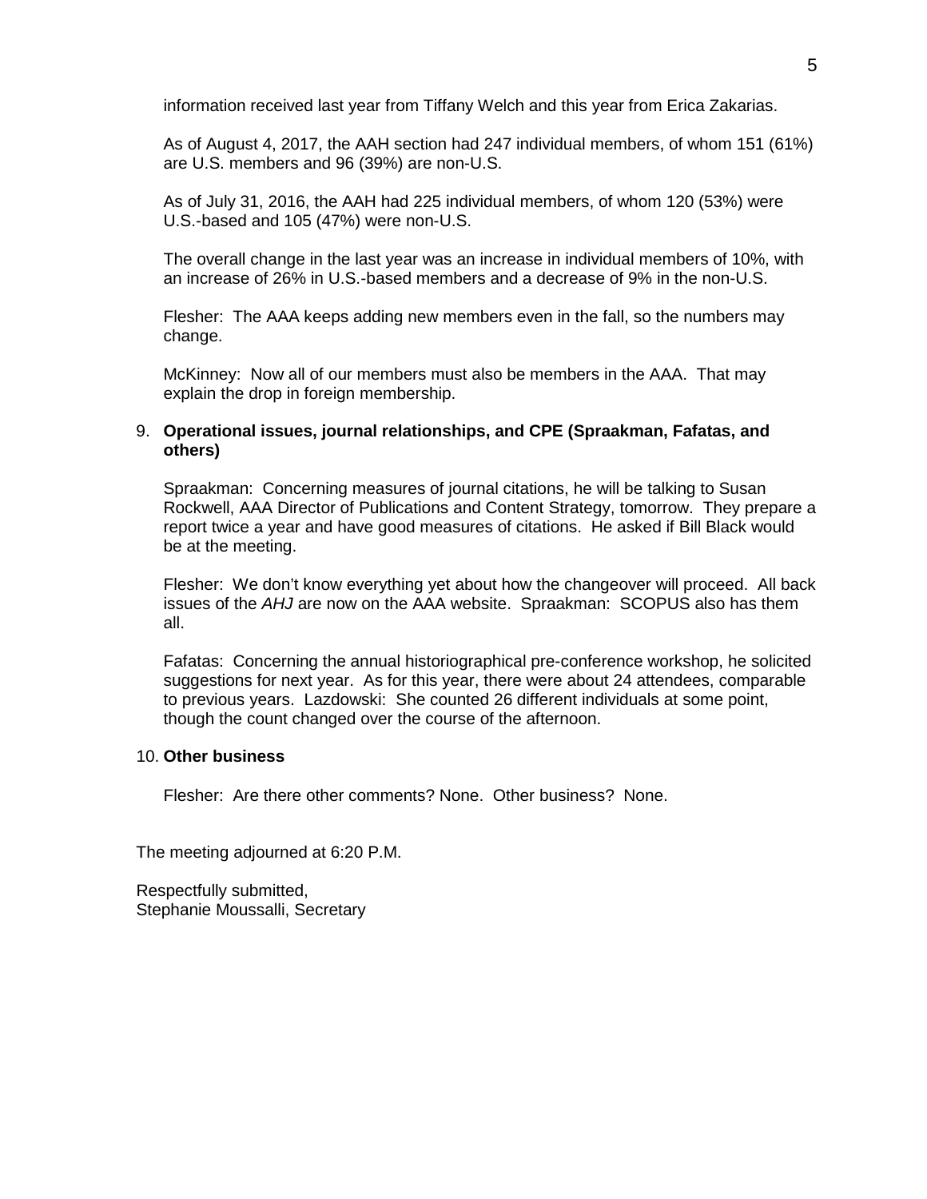information received last year from Tiffany Welch and this year from Erica Zakarias.

As of August 4, 2017, the AAH section had 247 individual members, of whom 151 (61%) are U.S. members and 96 (39%) are non-U.S.

As of July 31, 2016, the AAH had 225 individual members, of whom 120 (53%) were U.S.-based and 105 (47%) were non-U.S.

The overall change in the last year was an increase in individual members of 10%, with an increase of 26% in U.S.-based members and a decrease of 9% in the non-U.S.

Flesher: The AAA keeps adding new members even in the fall, so the numbers may change.

McKinney: Now all of our members must also be members in the AAA. That may explain the drop in foreign membership.

9. **Operational issues, journal relationships, and CPE (Spraakman, Fafatas, and others)**

   Spraakman: Concerning measures of journal citations, he will be talking to Susan Rockwell, AAA Director of Publications and Content Strategy, tomorrow. They prepare a report twice a year and have good measures of citations. He asked if Bill Black would be at the meeting.

   Flesher: We don't know everything yet about how the changeover will proceed. All back issues of the *AHJ* are now on the AAA website. Spraakman: SCOPUS also has them all.

   Fafatas: Concerning the annual historiographical pre-conference workshop, he solicited suggestions for next year. As for this year, there were about 24 attendees, comparable to previous years. Lazdowski: She counted 26 different individuals at some point, though the count changed over the course of the afternoon.

10. **Other business**

    Flesher: Are there other comments? None. Other business? None.

The meeting adjourned at 6:20 P.M.

Respectfully submitted,
Stephanie Moussalli, Secretary